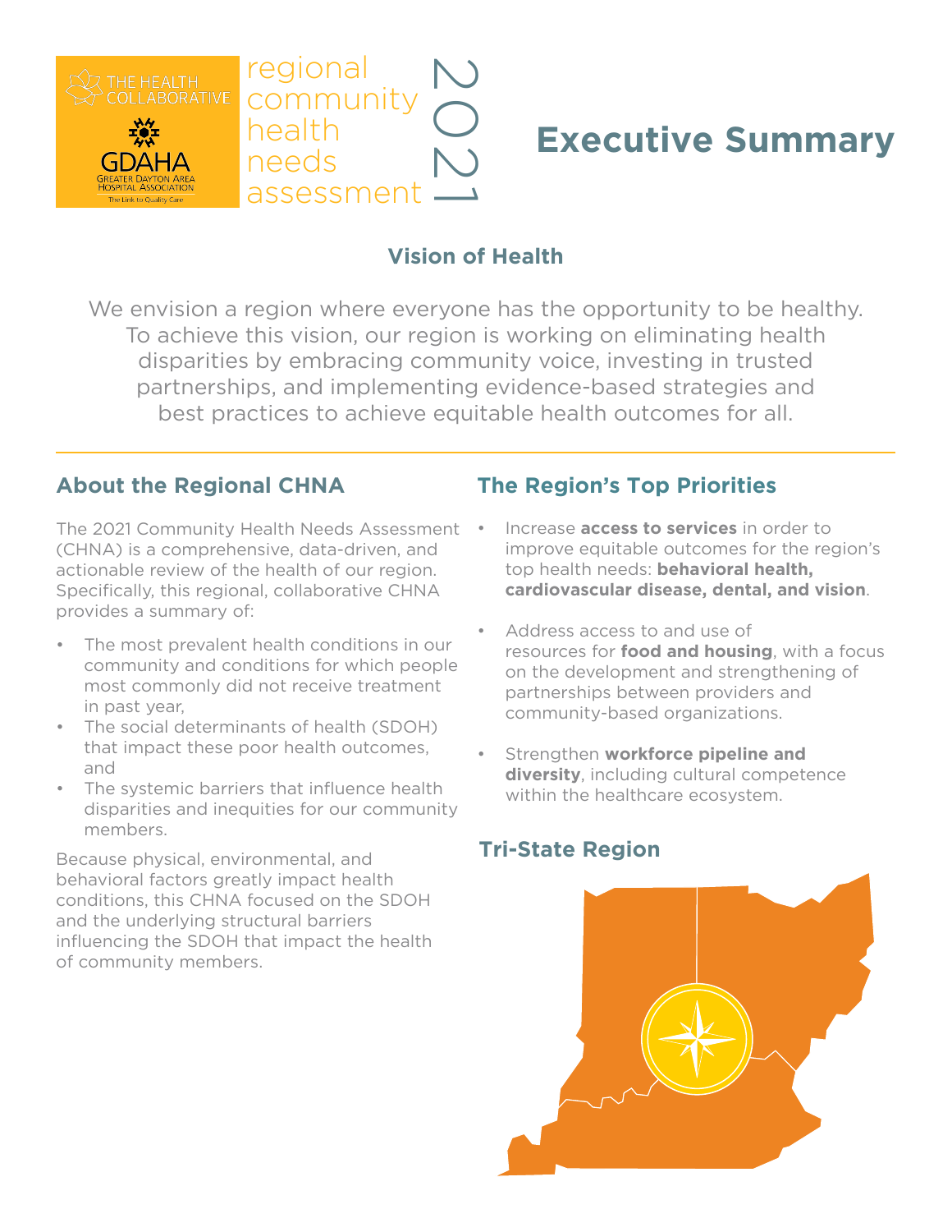THE HEALTH COLLABORATIVE

GDAHA
GREATER DAYTON AREA HOSPITAL ASSOCIATION
The Link to Quality Care

regional community health needs assessment 2021

# Executive Summary

## Vision of Health

We envision a region where everyone has the opportunity to be healthy. To achieve this vision, our region is working on eliminating health disparities by embracing community voice, investing in trusted partnerships, and implementing evidence-based strategies and best practices to achieve equitable health outcomes for all.

## About the Regional CHNA

The 2021 Community Health Needs Assessment (CHNA) is a comprehensive, data-driven, and actionable review of the health of our region. Specifically, this regional, collaborative CHNA provides a summary of:

- The most prevalent health conditions in our community and conditions for which people most commonly did not receive treatment in past year,
- The social determinants of health (SDOH) that impact these poor health outcomes, and
- The systemic barriers that influence health disparities and inequities for our community members.

Because physical, environmental, and behavioral factors greatly impact health conditions, this CHNA focused on the SDOH and the underlying structural barriers influencing the SDOH that impact the health of community members.

## The Region's Top Priorities

- Increase **access to services** in order to improve equitable outcomes for the region's top health needs: **behavioral health, cardiovascular disease, dental, and vision**.
- Address access to and use of resources for **food and housing**, with a focus on the development and strengthening of partnerships between providers and community-based organizations.
- Strengthen **workforce pipeline and diversity**, including cultural competence within the healthcare ecosystem.

## Tri-State Region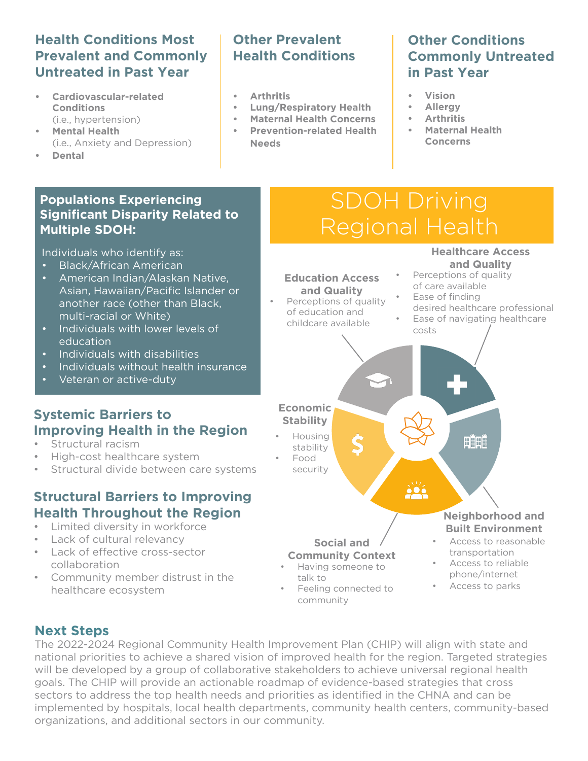## Health Conditions Most Prevalent and Commonly Untreated in Past Year

- **Cardiovascular-related Conditions** (i.e., hypertension)
- **Mental Health** (i.e., Anxiety and Depression)
- **Dental**

## Other Prevalent Health Conditions

- **Arthritis**
- **Lung/Respiratory Health**
- **Maternal Health Concerns**
- **Prevention-related Health Needs**

## Other Conditions Commonly Untreated in Past Year

- **Vision**
- **Allergy**
- **Arthritis**
- **Maternal Health Concerns**

## Populations Experiencing Significant Disparity Related to Multiple SDOH:

Individuals who identify as:

- Black/African American
- American Indian/Alaskan Native, Asian, Hawaiian/Pacific Islander or another race (other than Black, multi-racial or White)
- Individuals with lower levels of education
- Individuals with disabilities
- Individuals without health insurance
- Veteran or active-duty

## Systemic Barriers to Improving Health in the Region

- Structural racism
- High-cost healthcare system
- Structural divide between care systems

## Structural Barriers to Improving Health Throughout the Region

- Limited diversity in workforce
- Lack of cultural relevancy
- Lack of effective cross-sector collaboration
- Community member distrust in the healthcare ecosystem

## SDOH Driving Regional Health

**Education Access and Quality**

- Perceptions of quality of education and childcare available

**Healthcare Access and Quality**

- Perceptions of quality of care available
- Ease of finding desired healthcare professional
- Ease of navigating healthcare costs

**Economic Stability**

- Housing stability
- Food security

**Neighborhood and Built Environment**

- Access to reasonable transportation
- Access to reliable phone/internet
- Access to parks

**Social and Community Context**

- Having someone to talk to
- Feeling connected to community

## Next Steps

The 2022-2024 Regional Community Health Improvement Plan (CHIP) will align with state and national priorities to achieve a shared vision of improved health for the region. Targeted strategies will be developed by a group of collaborative stakeholders to achieve universal regional health goals. The CHIP will provide an actionable roadmap of evidence-based strategies that cross sectors to address the top health needs and priorities as identified in the CHNA and can be implemented by hospitals, local health departments, community health centers, community-based organizations, and additional sectors in our community.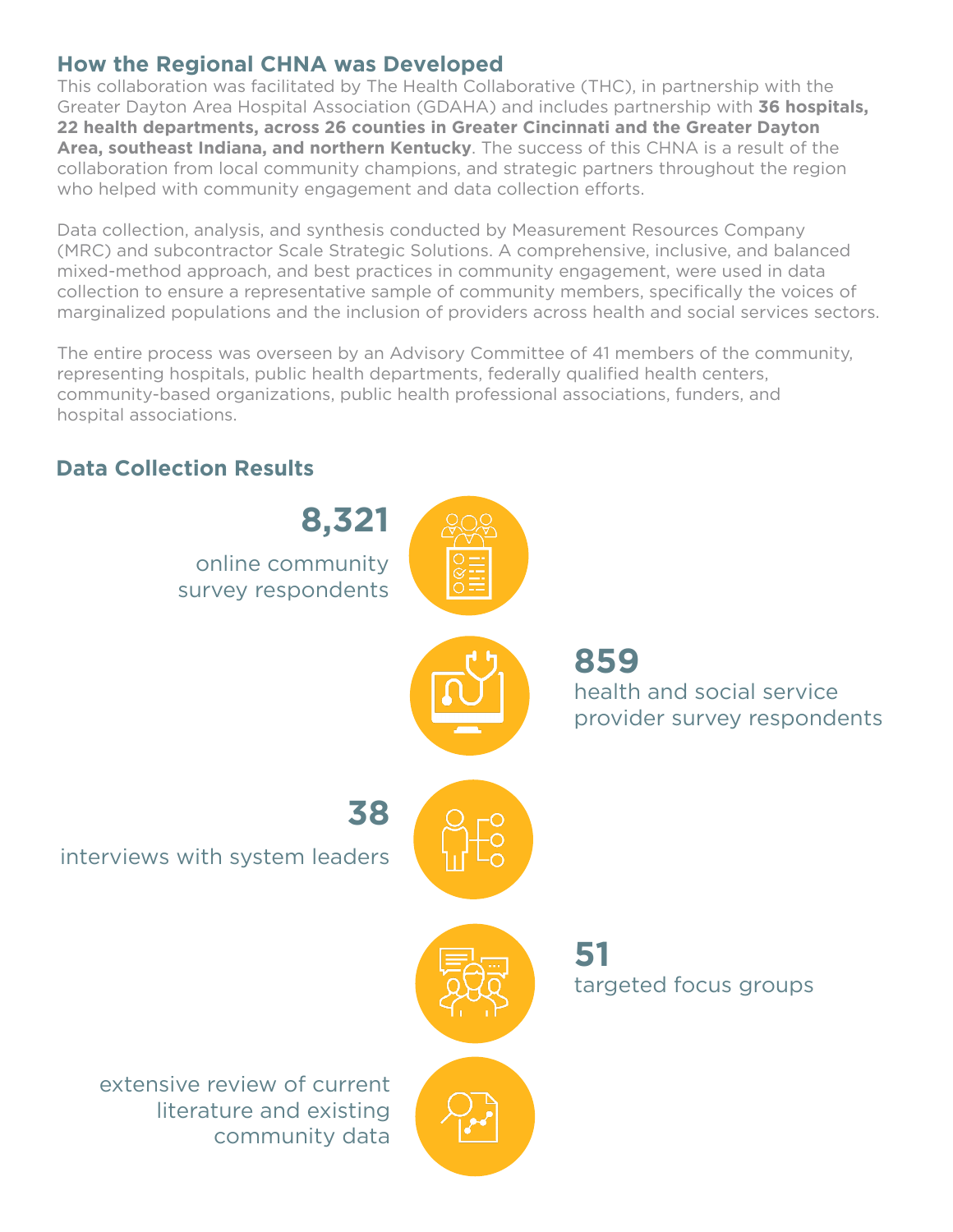## How the Regional CHNA was Developed

This collaboration was facilitated by The Health Collaborative (THC), in partnership with the Greater Dayton Area Hospital Association (GDAHA) and includes partnership with **36 hospitals, 22 health departments, across 26 counties in Greater Cincinnati and the Greater Dayton Area, southeast Indiana, and northern Kentucky**. The success of this CHNA is a result of the collaboration from local community champions, and strategic partners throughout the region who helped with community engagement and data collection efforts.

Data collection, analysis, and synthesis conducted by Measurement Resources Company (MRC) and subcontractor Scale Strategic Solutions. A comprehensive, inclusive, and balanced mixed-method approach, and best practices in community engagement, were used in data collection to ensure a representative sample of community members, specifically the voices of marginalized populations and the inclusion of providers across health and social services sectors.

The entire process was overseen by an Advisory Committee of 41 members of the community, representing hospitals, public health departments, federally qualified health centers, community-based organizations, public health professional associations, funders, and hospital associations.

## Data Collection Results

**8,321**
online community survey respondents

**859**
health and social service provider survey respondents

**38**
interviews with system leaders

**51**
targeted focus groups

extensive review of current literature and existing community data